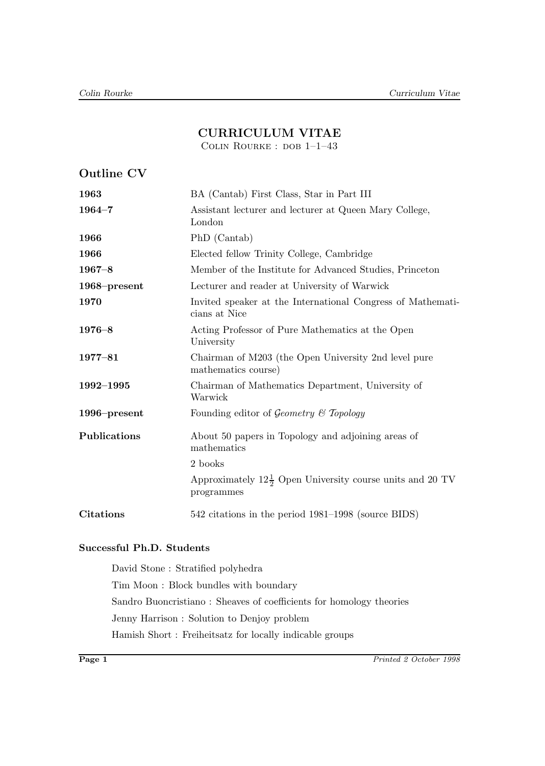# CURRICULUM VITAE

Colin Rourke : dob 1–1–43

## Outline CV

| | |
|---|---|
| **1963** | BA (Cantab) First Class, Star in Part III |
| **1964–7** | Assistant lecturer and lecturer at Queen Mary College, London |
| **1966** | PhD (Cantab) |
| **1966** | Elected fellow Trinity College, Cambridge |
| **1967–8** | Member of the Institute for Advanced Studies, Princeton |
| **1968–present** | Lecturer and reader at University of Warwick |
| **1970** | Invited speaker at the International Congress of Mathematicians at Nice |
| **1976–8** | Acting Professor of Pure Mathematics at the Open University |
| **1977–81** | Chairman of M203 (the Open University 2nd level pure mathematics course) |
| **1992–1995** | Chairman of Mathematics Department, University of Warwick |
| **1996–present** | Founding editor of *Geometry & Topology* |
| **Publications** | About 50 papers in Topology and adjoining areas of mathematics |
| | 2 books |
| | Approximately $12\frac{1}{2}$ Open University course units and 20 TV programmes |
| **Citations** | 542 citations in the period 1981–1998 (source BIDS) |

### Successful Ph.D. Students

David Stone : Stratified polyhedra

Tim Moon : Block bundles with boundary

Sandro Buoncristiano : Sheaves of coefficients for homology theories

Jenny Harrison : Solution to Denjoy problem

Hamish Short : Freiheitsatz for locally indicable groups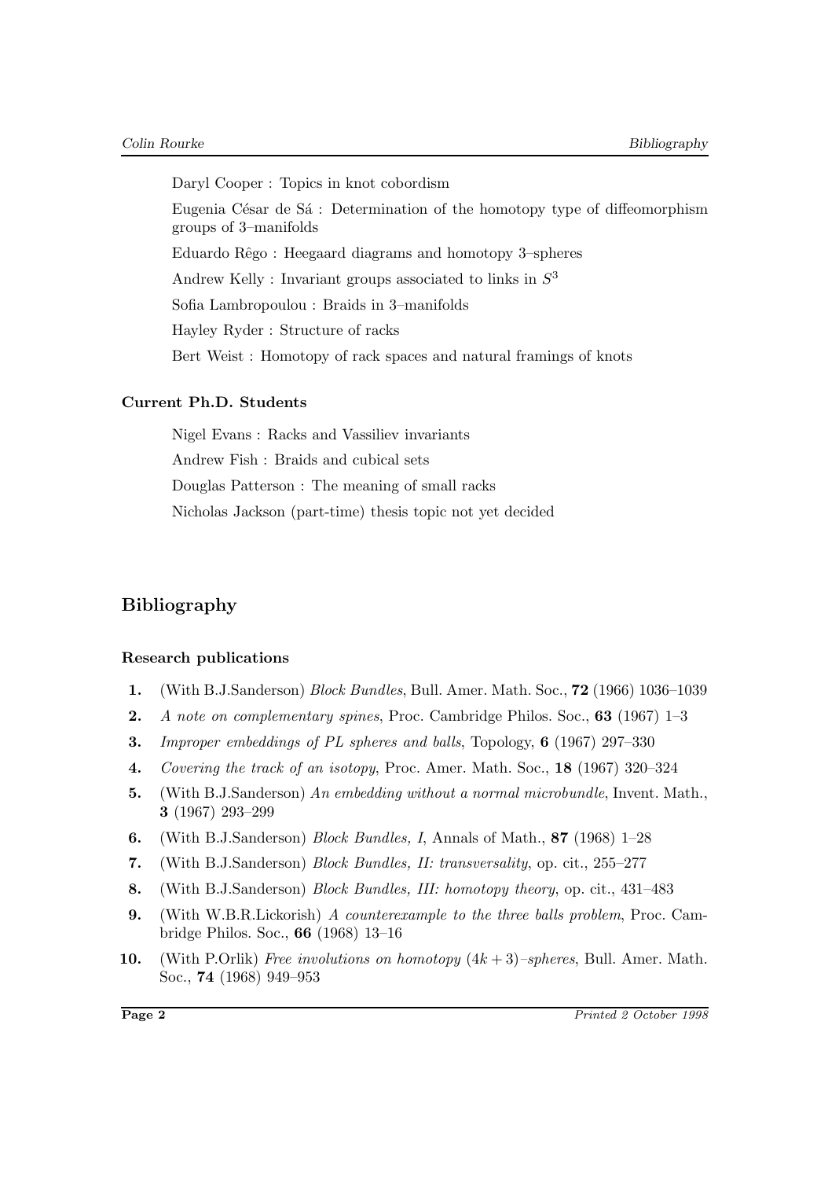Daryl Cooper : Topics in knot cobordism

Eugenia César de Sá : Determination of the homotopy type of diffeomorphism groups of 3–manifolds

Eduardo Rêgo : Heegaard diagrams and homotopy 3–spheres

Andrew Kelly : Invariant groups associated to links in $S^3$

Sofia Lambropoulou : Braids in 3–manifolds

Hayley Ryder : Structure of racks

Bert Weist : Homotopy of rack spaces and natural framings of knots

### Current Ph.D. Students

Nigel Evans : Racks and Vassiliev invariants

Andrew Fish : Braids and cubical sets

Douglas Patterson : The meaning of small racks

Nicholas Jackson (part-time) thesis topic not yet decided

## Bibliography

### Research publications

1. (With B.J.Sanderson) *Block Bundles*, Bull. Amer. Math. Soc., **72** (1966) 1036–1039
2. *A note on complementary spines*, Proc. Cambridge Philos. Soc., **63** (1967) 1–3
3. *Improper embeddings of PL spheres and balls*, Topology, **6** (1967) 297–330
4. *Covering the track of an isotopy*, Proc. Amer. Math. Soc., **18** (1967) 320–324
5. (With B.J.Sanderson) *An embedding without a normal microbundle*, Invent. Math., **3** (1967) 293–299
6. (With B.J.Sanderson) *Block Bundles, I*, Annals of Math., **87** (1968) 1–28
7. (With B.J.Sanderson) *Block Bundles, II: transversality*, op. cit., 255–277
8. (With B.J.Sanderson) *Block Bundles, III: homotopy theory*, op. cit., 431–483
9. (With W.B.R.Lickorish) *A counterexample to the three balls problem*, Proc. Cambridge Philos. Soc., **66** (1968) 13–16
10. (With P.Orlik) *Free involutions on homotopy $(4k+3)$–spheres*, Bull. Amer. Math. Soc., **74** (1968) 949–953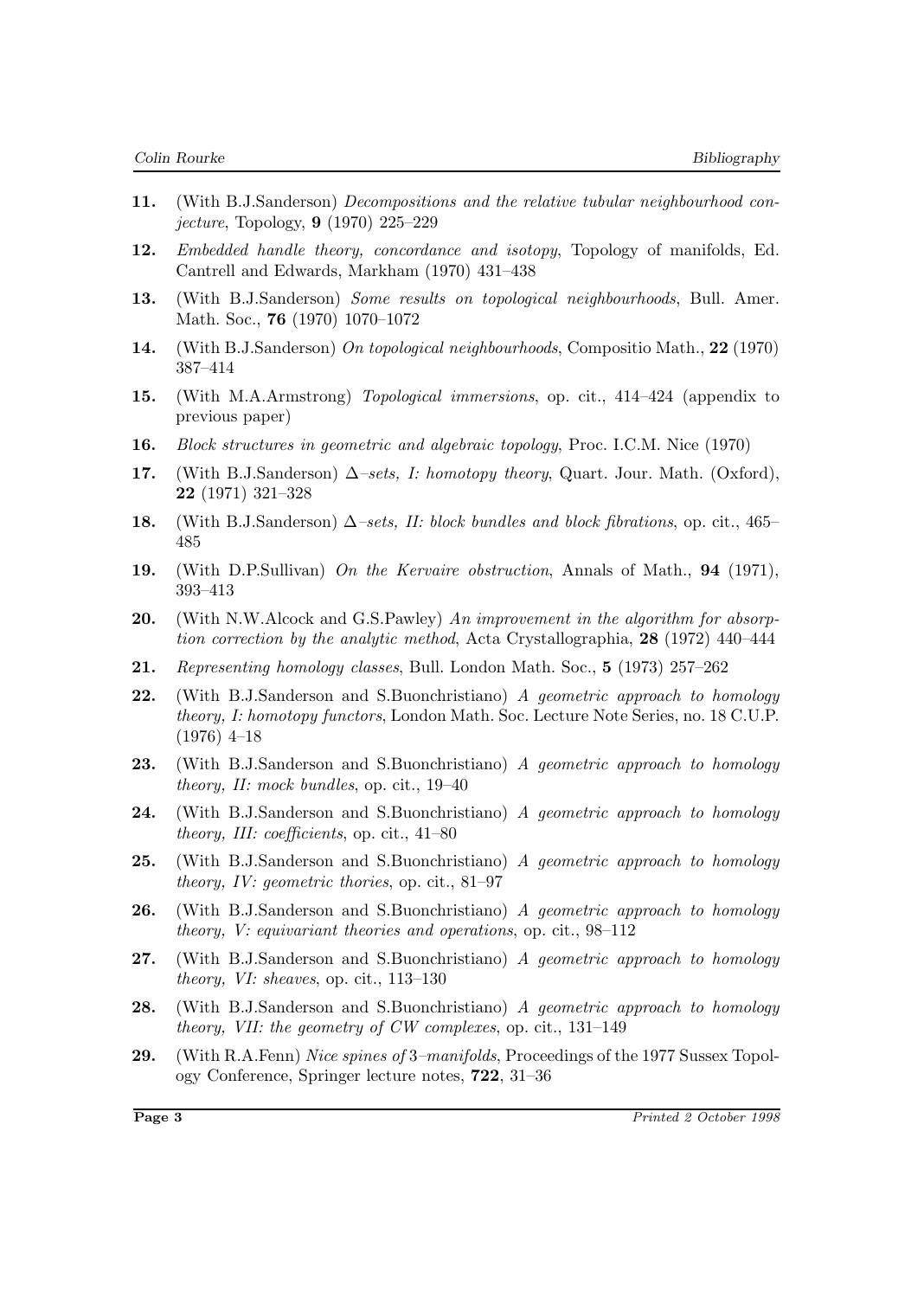**11.** (With B.J.Sanderson) *Decompositions and the relative tubular neighbourhood conjecture*, Topology, **9** (1970) 225–229

**12.** *Embedded handle theory, concordance and isotopy*, Topology of manifolds, Ed. Cantrell and Edwards, Markham (1970) 431–438

**13.** (With B.J.Sanderson) *Some results on topological neighbourhoods*, Bull. Amer. Math. Soc., **76** (1970) 1070–1072

**14.** (With B.J.Sanderson) *On topological neighbourhoods*, Compositio Math., **22** (1970) 387–414

**15.** (With M.A.Armstrong) *Topological immersions*, op. cit., 414–424 (appendix to previous paper)

**16.** *Block structures in geometric and algebraic topology*, Proc. I.C.M. Nice (1970)

**17.** (With B.J.Sanderson) *$\Delta$–sets, I: homotopy theory*, Quart. Jour. Math. (Oxford), **22** (1971) 321–328

**18.** (With B.J.Sanderson) *$\Delta$–sets, II: block bundles and block fibrations*, op. cit., 465–485

**19.** (With D.P.Sullivan) *On the Kervaire obstruction*, Annals of Math., **94** (1971), 393–413

**20.** (With N.W.Alcock and G.S.Pawley) *An improvement in the algorithm for absorption correction by the analytic method*, Acta Crystallographia, **28** (1972) 440–444

**21.** *Representing homology classes*, Bull. London Math. Soc., **5** (1973) 257–262

**22.** (With B.J.Sanderson and S.Buonchristiano) *A geometric approach to homology theory, I: homotopy functors*, London Math. Soc. Lecture Note Series, no. 18 C.U.P. (1976) 4–18

**23.** (With B.J.Sanderson and S.Buonchristiano) *A geometric approach to homology theory, II: mock bundles*, op. cit., 19–40

**24.** (With B.J.Sanderson and S.Buonchristiano) *A geometric approach to homology theory, III: coefficients*, op. cit., 41–80

**25.** (With B.J.Sanderson and S.Buonchristiano) *A geometric approach to homology theory, IV: geometric thories*, op. cit., 81–97

**26.** (With B.J.Sanderson and S.Buonchristiano) *A geometric approach to homology theory, V: equivariant theories and operations*, op. cit., 98–112

**27.** (With B.J.Sanderson and S.Buonchristiano) *A geometric approach to homology theory, VI: sheaves*, op. cit., 113–130

**28.** (With B.J.Sanderson and S.Buonchristiano) *A geometric approach to homology theory, VII: the geometry of CW complexes*, op. cit., 131–149

**29.** (With R.A.Fenn) *Nice spines of 3–manifolds*, Proceedings of the 1977 Sussex Topology Conference, Springer lecture notes, **722**, 31–36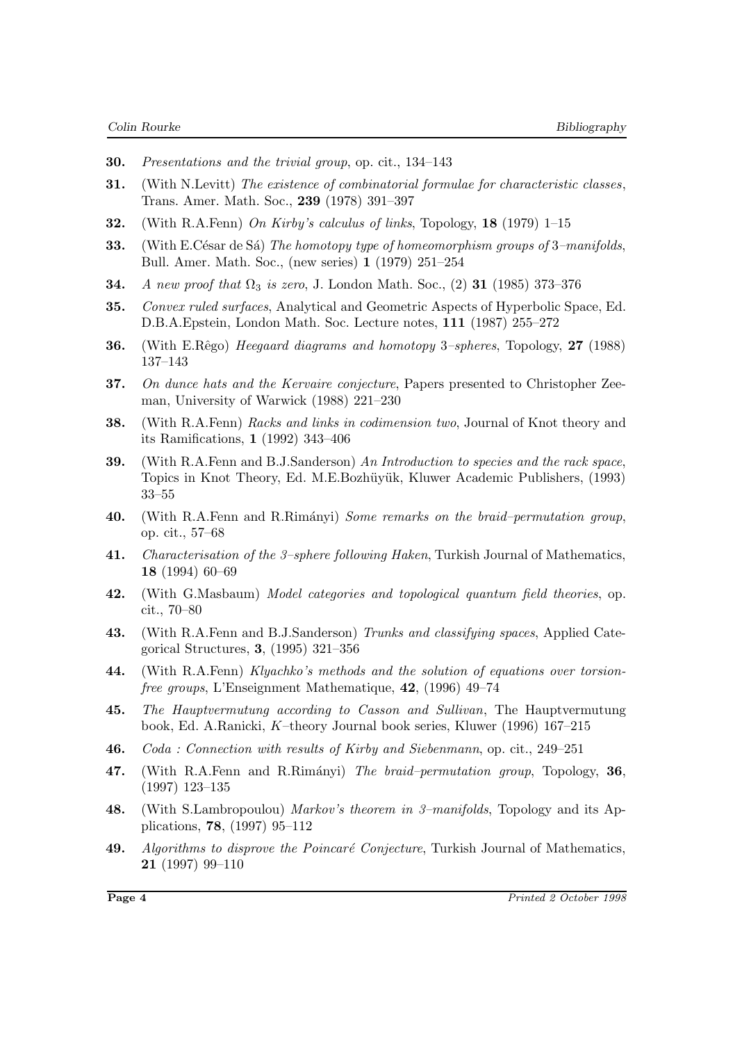**30.** *Presentations and the trivial group*, op. cit., 134–143

**31.** (With N.Levitt) *The existence of combinatorial formulae for characteristic classes*, Trans. Amer. Math. Soc., **239** (1978) 391–397

**32.** (With R.A.Fenn) *On Kirby's calculus of links*, Topology, **18** (1979) 1–15

**33.** (With E.César de Sá) *The homotopy type of homeomorphism groups of* 3*–manifolds*, Bull. Amer. Math. Soc., (new series) **1** (1979) 251–254

**34.** *A new proof that* $\Omega_3$ *is zero*, J. London Math. Soc., (2) **31** (1985) 373–376

**35.** *Convex ruled surfaces*, Analytical and Geometric Aspects of Hyperbolic Space, Ed. D.B.A.Epstein, London Math. Soc. Lecture notes, **111** (1987) 255–272

**36.** (With E.Rêgo) *Heegaard diagrams and homotopy* 3*–spheres*, Topology, **27** (1988) 137–143

**37.** *On dunce hats and the Kervaire conjecture*, Papers presented to Christopher Zeeman, University of Warwick (1988) 221–230

**38.** (With R.A.Fenn) *Racks and links in codimension two*, Journal of Knot theory and its Ramifications, **1** (1992) 343–406

**39.** (With R.A.Fenn and B.J.Sanderson) *An Introduction to species and the rack space*, Topics in Knot Theory, Ed. M.E.Bozhüyük, Kluwer Academic Publishers, (1993) 33–55

**40.** (With R.A.Fenn and R.Rimányi) *Some remarks on the braid–permutation group*, op. cit., 57–68

**41.** *Characterisation of the 3–sphere following Haken*, Turkish Journal of Mathematics, **18** (1994) 60–69

**42.** (With G.Masbaum) *Model categories and topological quantum field theories*, op. cit., 70–80

**43.** (With R.A.Fenn and B.J.Sanderson) *Trunks and classifying spaces*, Applied Categorical Structures, **3**, (1995) 321–356

**44.** (With R.A.Fenn) *Klyachko's methods and the solution of equations over torsion-free groups*, L'Enseignment Mathematique, **42**, (1996) 49–74

**45.** *The Hauptvermutung according to Casson and Sullivan*, The Hauptvermutung book, Ed. A.Ranicki, $K$–theory Journal book series, Kluwer (1996) 167–215

**46.** *Coda : Connection with results of Kirby and Siebenmann*, op. cit., 249–251

**47.** (With R.A.Fenn and R.Rimányi) *The braid–permutation group*, Topology, **36**, (1997) 123–135

**48.** (With S.Lambropoulou) *Markov's theorem in 3–manifolds*, Topology and its Applications, **78**, (1997) 95–112

**49.** *Algorithms to disprove the Poincaré Conjecture*, Turkish Journal of Mathematics, **21** (1997) 99–110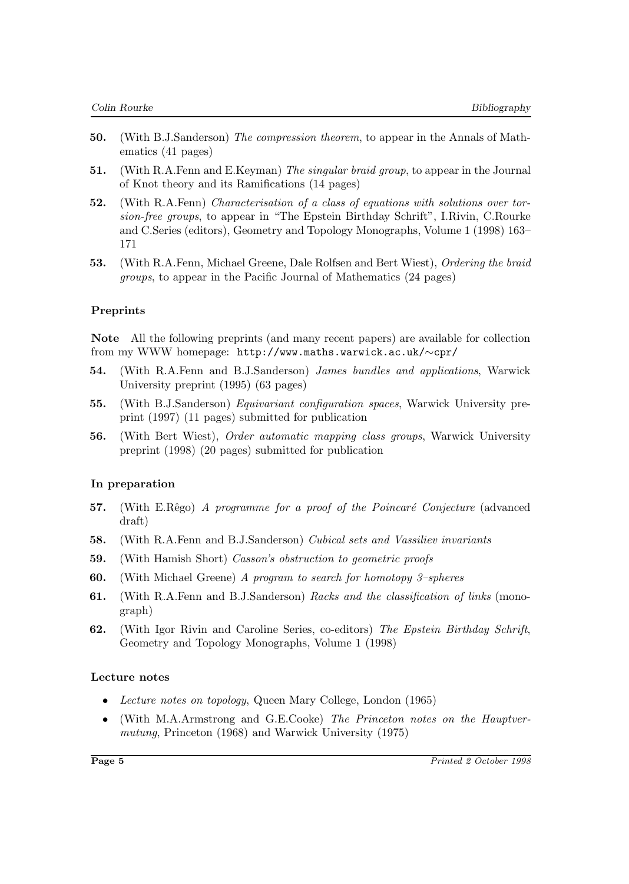**50.** (With B.J.Sanderson) *The compression theorem*, to appear in the Annals of Mathematics (41 pages)

**51.** (With R.A.Fenn and E.Keyman) *The singular braid group*, to appear in the Journal of Knot theory and its Ramifications (14 pages)

**52.** (With R.A.Fenn) *Characterisation of a class of equations with solutions over torsion-free groups*, to appear in "The Epstein Birthday Schrift", I.Rivin, C.Rourke and C.Series (editors), Geometry and Topology Monographs, Volume 1 (1998) 163–171

**53.** (With R.A.Fenn, Michael Greene, Dale Rolfsen and Bert Wiest), *Ordering the braid groups*, to appear in the Pacific Journal of Mathematics (24 pages)

### Preprints

**Note** All the following preprints (and many recent papers) are available for collection from my WWW homepage: `http://www.maths.warwick.ac.uk/~cpr/`

**54.** (With R.A.Fenn and B.J.Sanderson) *James bundles and applications*, Warwick University preprint (1995) (63 pages)

**55.** (With B.J.Sanderson) *Equivariant configuration spaces*, Warwick University preprint (1997) (11 pages) submitted for publication

**56.** (With Bert Wiest), *Order automatic mapping class groups*, Warwick University preprint (1998) (20 pages) submitted for publication

### In preparation

**57.** (With E.Rêgo) *A programme for a proof of the Poincaré Conjecture* (advanced draft)

**58.** (With R.A.Fenn and B.J.Sanderson) *Cubical sets and Vassiliev invariants*

**59.** (With Hamish Short) *Casson's obstruction to geometric proofs*

**60.** (With Michael Greene) *A program to search for homotopy 3–spheres*

**61.** (With R.A.Fenn and B.J.Sanderson) *Racks and the classification of links* (monograph)

**62.** (With Igor Rivin and Caroline Series, co-editors) *The Epstein Birthday Schrift*, Geometry and Topology Monographs, Volume 1 (1998)

### Lecture notes

- *Lecture notes on topology*, Queen Mary College, London (1965)
- (With M.A.Armstrong and G.E.Cooke) *The Princeton notes on the Hauptvermutung*, Princeton (1968) and Warwick University (1975)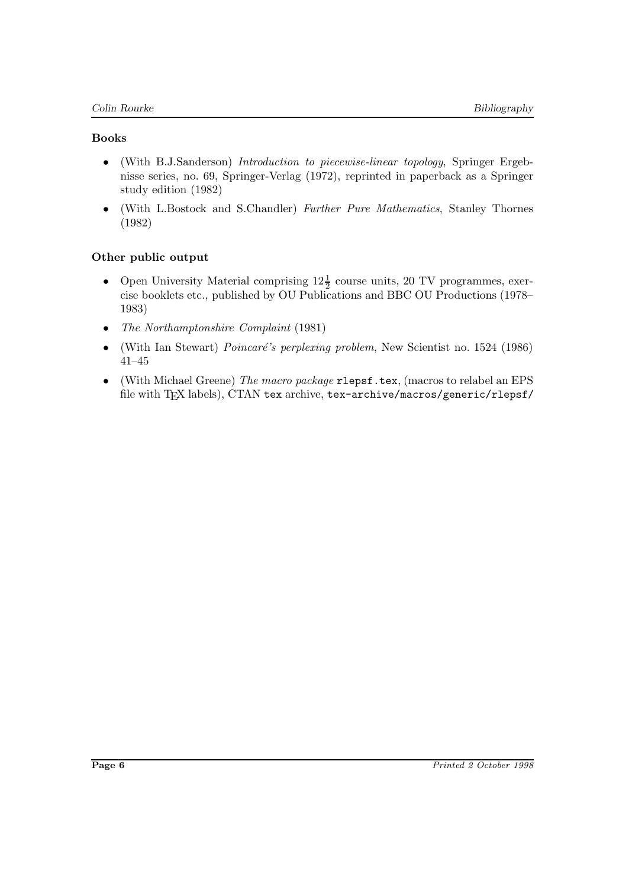**Books**

- (With B.J.Sanderson) *Introduction to piecewise-linear topology*, Springer Ergebnisse series, no. 69, Springer-Verlag (1972), reprinted in paperback as a Springer study edition (1982)
- (With L.Bostock and S.Chandler) *Further Pure Mathematics*, Stanley Thornes (1982)

**Other public output**

- Open University Material comprising $12\frac{1}{2}$ course units, 20 TV programmes, exercise booklets etc., published by OU Publications and BBC OU Productions (1978–1983)
- *The Northamptonshire Complaint* (1981)
- (With Ian Stewart) *Poincaré's perplexing problem*, New Scientist no. 1524 (1986) 41–45
- (With Michael Greene) *The macro package* `rlepsf.tex`, (macros to relabel an EPS file with TEX labels), CTAN `tex` archive, `tex-archive/macros/generic/rlepsf/`